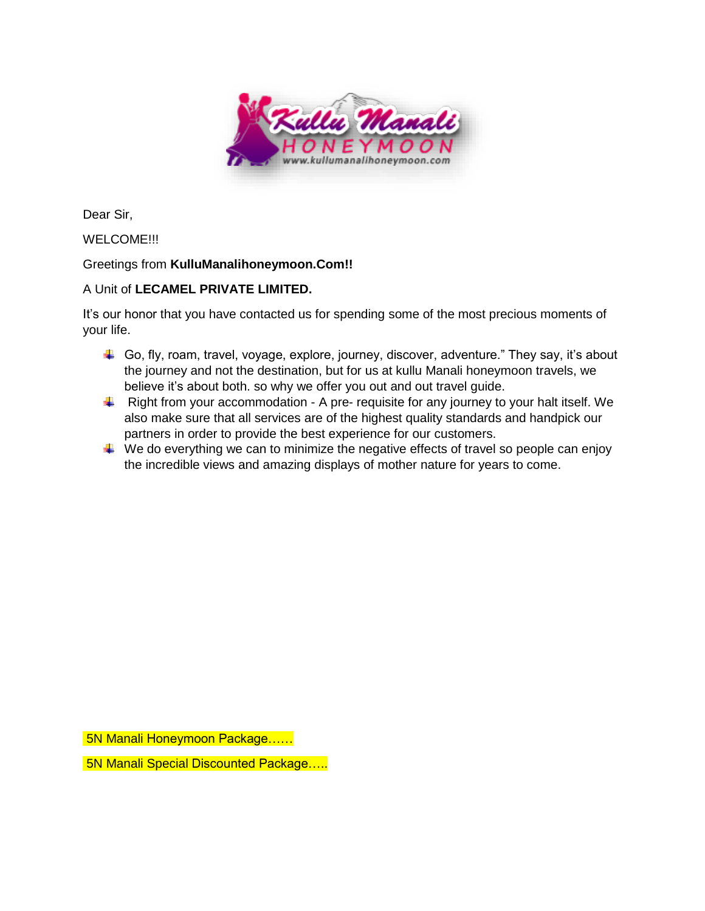Dear Sir,

WELCOME!!!

Greetings from **KulluManalihoneymoon.Com!!**

A Unit of **LECAMEL PRIVATE LIMITED.**

It's our honor that you have contacted us for spending some of the most precious moments of your life.

- Go, fly, roam, travel, voyage, explore, journey, discover, adventure." They say, it's about the journey and not the destination, but for us at kullu Manali honeymoon travels, we believe it's about both. so why we offer you out and out travel guide.
- Right from your accommodation - A pre- requisite for any journey to your halt itself. We also make sure that all services are of the highest quality standards and handpick our partners in order to provide the best experience for our customers.
- We do everything we can to minimize the negative effects of travel so people can enjoy the incredible views and amazing displays of mother nature for years to come.

5N Manali Honeymoon Package……

5N Manali Special Discounted Package…..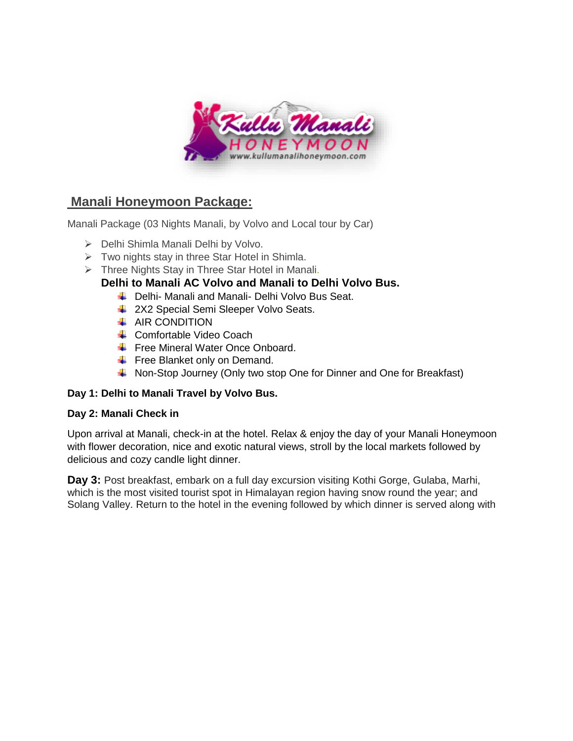## Manali Honeymoon Package:

Manali Package (03 Nights Manali, by Volvo and Local tour by Car)

- Delhi Shimla Manali Delhi by Volvo.
- Two nights stay in three Star Hotel in Shimla.
- Three Nights Stay in Three Star Hotel in Manali.

  **Delhi to Manali AC Volvo and Manali to Delhi Volvo Bus.**

  - Delhi- Manali and Manali- Delhi Volvo Bus Seat.
  - 2X2 Special Semi Sleeper Volvo Seats.
  - AIR CONDITION
  - Comfortable Video Coach
  - Free Mineral Water Once Onboard.
  - Free Blanket only on Demand.
  - Non-Stop Journey (Only two stop One for Dinner and One for Breakfast)

**Day 1: Delhi to Manali Travel by Volvo Bus.**

**Day 2: Manali Check in**

Upon arrival at Manali, check-in at the hotel. Relax & enjoy the day of your Manali Honeymoon with flower decoration, nice and exotic natural views, stroll by the local markets followed by delicious and cozy candle light dinner.

**Day 3:** Post breakfast, embark on a full day excursion visiting Kothi Gorge, Gulaba, Marhi, which is the most visited tourist spot in Himalayan region having snow round the year; and Solang Valley. Return to the hotel in the evening followed by which dinner is served along with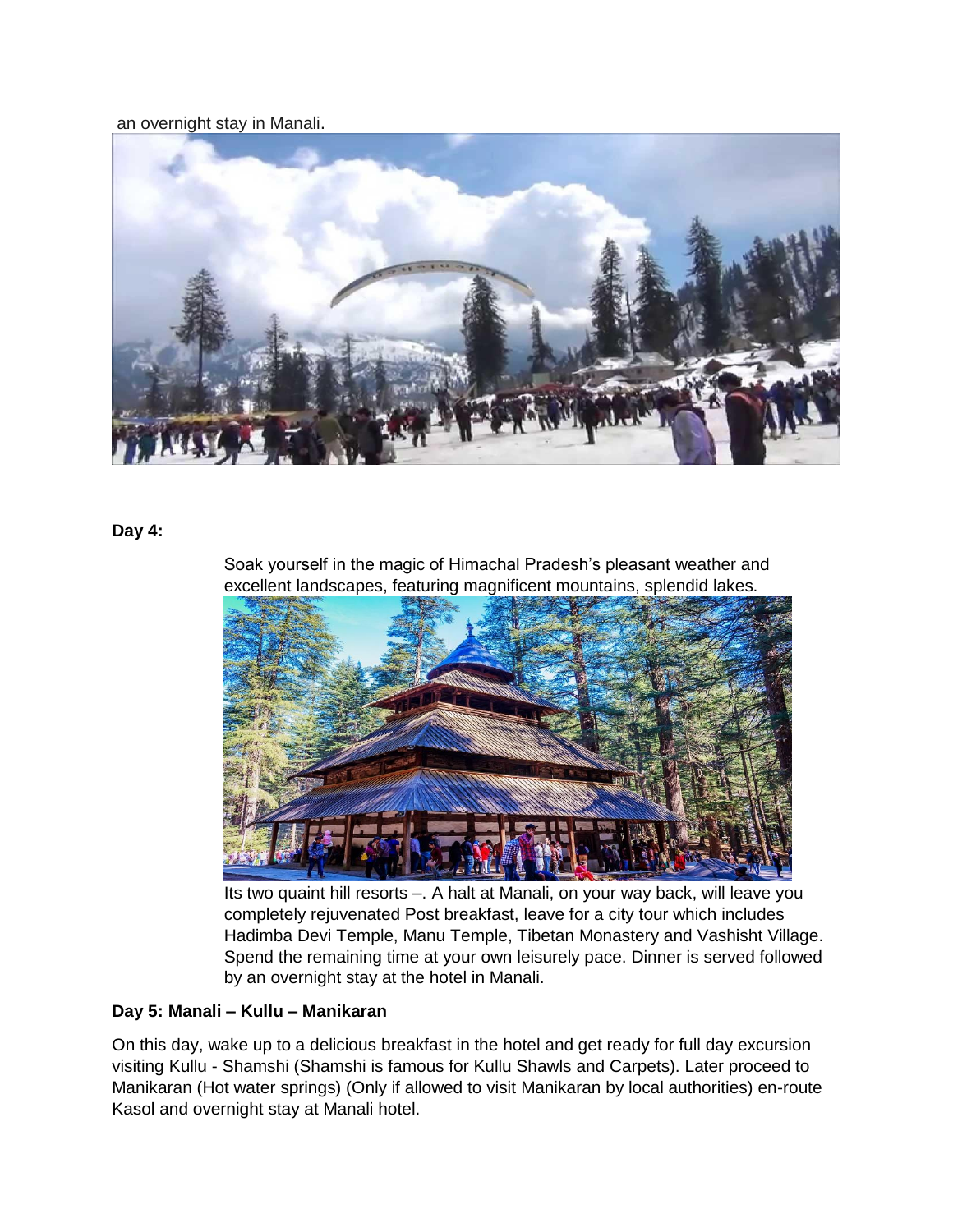an overnight stay in Manali.

**Day 4:**

Soak yourself in the magic of Himachal Pradesh's pleasant weather and excellent landscapes, featuring magnificent mountains, splendid lakes.

Its two quaint hill resorts –. A halt at Manali, on your way back, will leave you completely rejuvenated Post breakfast, leave for a city tour which includes Hadimba Devi Temple, Manu Temple, Tibetan Monastery and Vashisht Village. Spend the remaining time at your own leisurely pace. Dinner is served followed by an overnight stay at the hotel in Manali.

**Day 5: Manali – Kullu – Manikaran**

On this day, wake up to a delicious breakfast in the hotel and get ready for full day excursion visiting Kullu - Shamshi (Shamshi is famous for Kullu Shawls and Carpets). Later proceed to Manikaran (Hot water springs) (Only if allowed to visit Manikaran by local authorities) en-route Kasol and overnight stay at Manali hotel.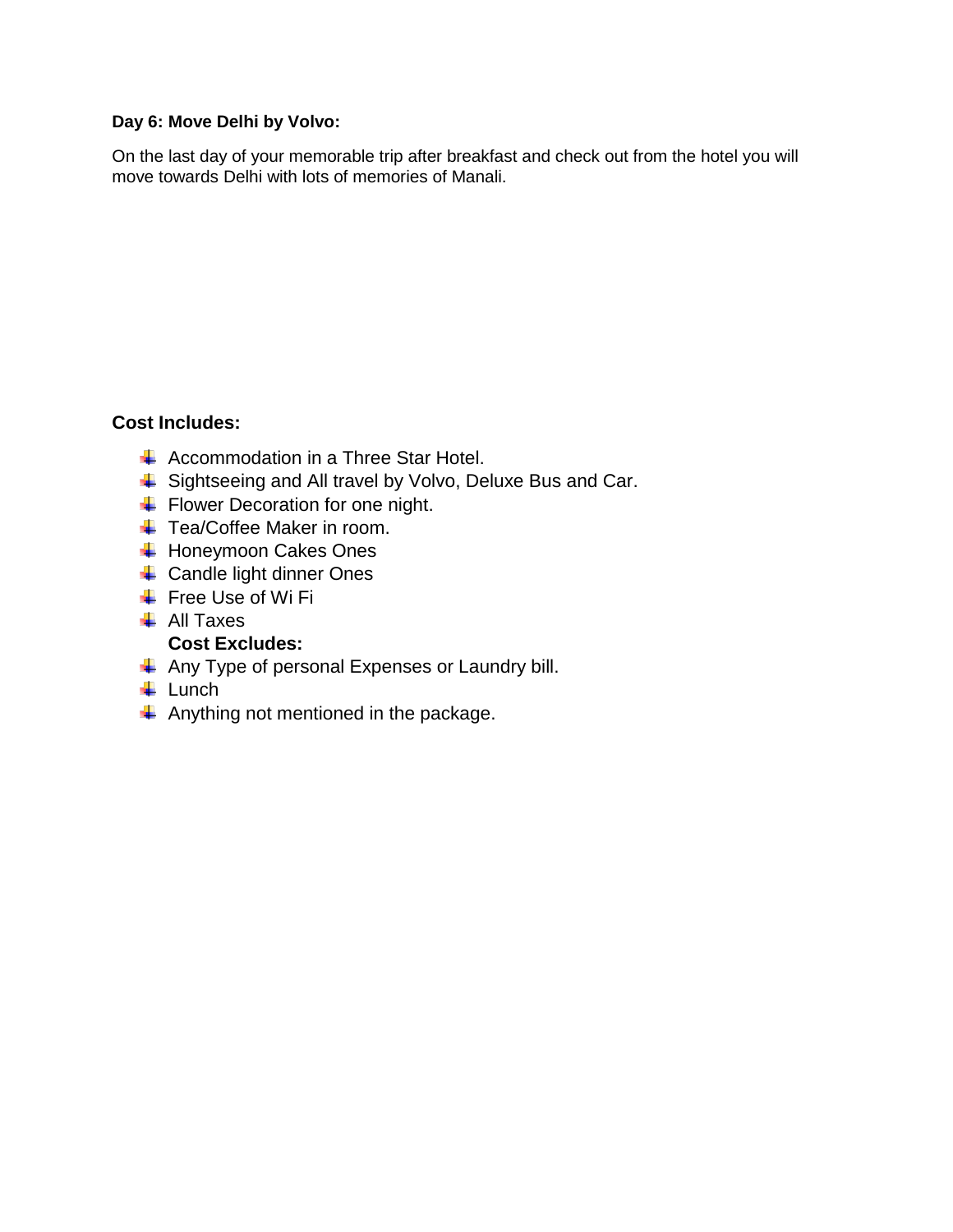**Day 6: Move Delhi by Volvo:**

On the last day of your memorable trip after breakfast and check out from the hotel you will move towards Delhi with lots of memories of Manali.

**Cost Includes:**

- Accommodation in a Three Star Hotel.
- Sightseeing and All travel by Volvo, Deluxe Bus and Car.
- Flower Decoration for one night.
- Tea/Coffee Maker in room.
- Honeymoon Cakes Ones
- Candle light dinner Ones
- Free Use of Wi Fi
- All Taxes

**Cost Excludes:**

- Any Type of personal Expenses or Laundry bill.
- Lunch
- Anything not mentioned in the package.